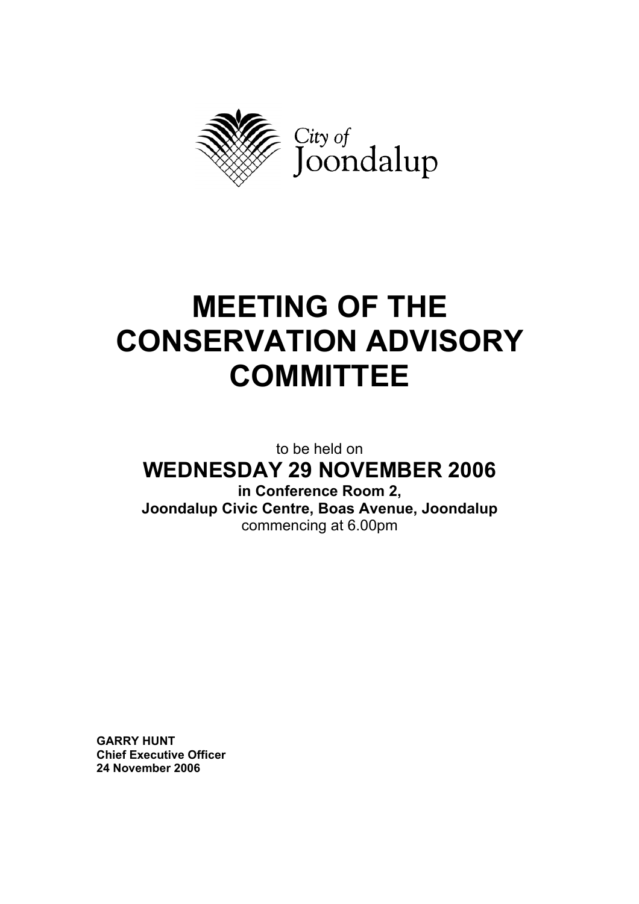City of Joondalup

# MEETING OF THE CONSERVATION ADVISORY COMMITTEE

to be held on

## WEDNESDAY 29 NOVEMBER 2006

**in Conference Room 2,**
**Joondalup Civic Centre, Boas Avenue, Joondalup**
commencing at 6.00pm

**GARRY HUNT**
**Chief Executive Officer**
**24 November 2006**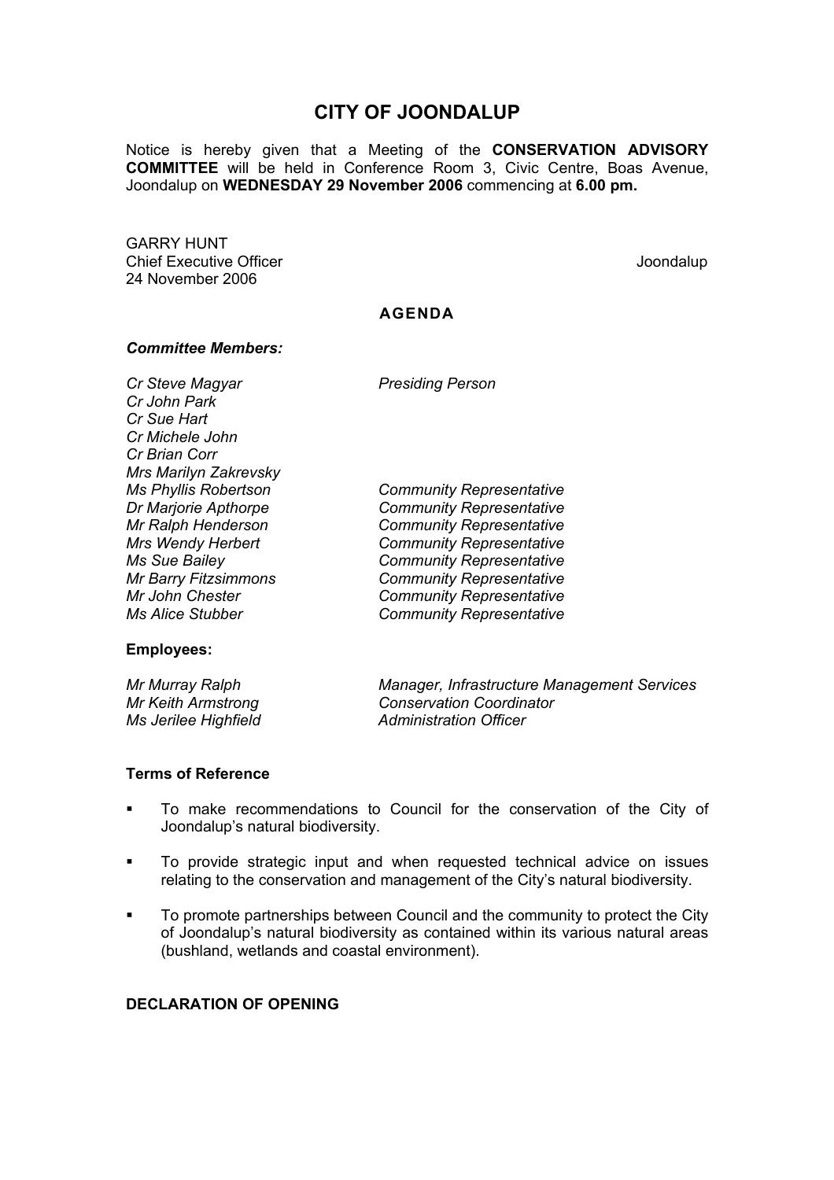# CITY OF JOONDALUP

Notice is hereby given that a Meeting of the **CONSERVATION ADVISORY COMMITTEE** will be held in Conference Room 3, Civic Centre, Boas Avenue, Joondalup on **WEDNESDAY 29 November 2006** commencing at **6.00 pm.**

GARRY HUNT
Chief Executive Officer
24 November 2006

Joondalup

## AGENDA

***Committee Members:***

| | |
|---|---|
| *Cr Steve Magyar* | *Presiding Person* |
| *Cr John Park* | |
| *Cr Sue Hart* | |
| *Cr Michele John* | |
| *Cr Brian Corr* | |
| *Mrs Marilyn Zakrevsky* | |
| *Ms Phyllis Robertson* | *Community Representative* |
| *Dr Marjorie Apthorpe* | *Community Representative* |
| *Mr Ralph Henderson* | *Community Representative* |
| *Mrs Wendy Herbert* | *Community Representative* |
| *Ms Sue Bailey* | *Community Representative* |
| *Mr Barry Fitzsimmons* | *Community Representative* |
| *Mr John Chester* | *Community Representative* |
| *Ms Alice Stubber* | *Community Representative* |

**Employees:**

| | |
|---|---|
| *Mr Murray Ralph* | *Manager, Infrastructure Management Services* |
| *Mr Keith Armstrong* | *Conservation Coordinator* |
| *Ms Jerilee Highfield* | *Administration Officer* |

**Terms of Reference**

- To make recommendations to Council for the conservation of the City of Joondalup's natural biodiversity.
- To provide strategic input and when requested technical advice on issues relating to the conservation and management of the City's natural biodiversity.
- To promote partnerships between Council and the community to protect the City of Joondalup's natural biodiversity as contained within its various natural areas (bushland, wetlands and coastal environment).

**DECLARATION OF OPENING**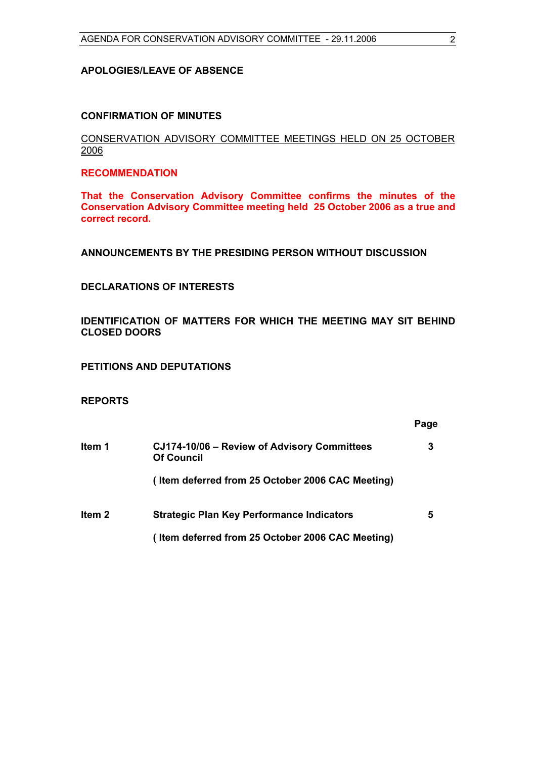**APOLOGIES/LEAVE OF ABSENCE**

**CONFIRMATION OF MINUTES**

CONSERVATION ADVISORY COMMITTEE MEETINGS HELD ON 25 OCTOBER 2006

**RECOMMENDATION**

**That the Conservation Advisory Committee confirms the minutes of the Conservation Advisory Committee meeting held 25 October 2006 as a true and correct record.**

**ANNOUNCEMENTS BY THE PRESIDING PERSON WITHOUT DISCUSSION**

**DECLARATIONS OF INTERESTS**

**IDENTIFICATION OF MATTERS FOR WHICH THE MEETING MAY SIT BEHIND CLOSED DOORS**

**PETITIONS AND DEPUTATIONS**

**REPORTS**

| | | Page |
|---|---|---|
| **Item 1** | **CJ174-10/06 – Review of Advisory Committees Of Council**<br><br>**( Item deferred from 25 October 2006 CAC Meeting)** | **3** |
| **Item 2** | **Strategic Plan Key Performance Indicators**<br><br>**( Item deferred from 25 October 2006 CAC Meeting)** | **5** |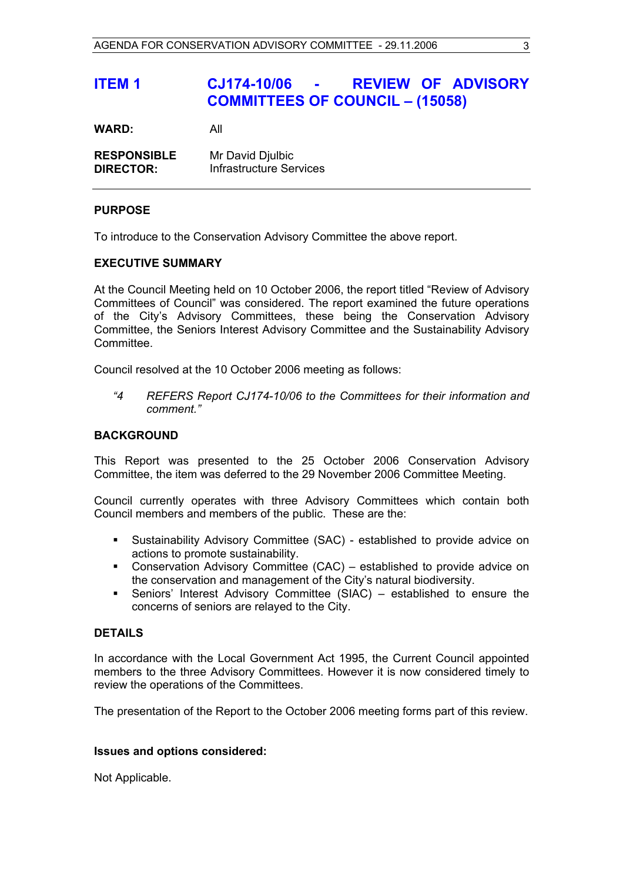# ITEM 1 CJ174-10/06 - REVIEW OF ADVISORY COMMITTEES OF COUNCIL – (15058)

**WARD:** All

**RESPONSIBLE DIRECTOR:** Mr David Djulbic
Infrastructure Services

---

## PURPOSE

To introduce to the Conservation Advisory Committee the above report.

## EXECUTIVE SUMMARY

At the Council Meeting held on 10 October 2006, the report titled "Review of Advisory Committees of Council" was considered. The report examined the future operations of the City's Advisory Committees, these being the Conservation Advisory Committee, the Seniors Interest Advisory Committee and the Sustainability Advisory Committee.

Council resolved at the 10 October 2006 meeting as follows:

> *"4 REFERS Report CJ174-10/06 to the Committees for their information and comment."*

## BACKGROUND

This Report was presented to the 25 October 2006 Conservation Advisory Committee, the item was deferred to the 29 November 2006 Committee Meeting.

Council currently operates with three Advisory Committees which contain both Council members and members of the public. These are the:

- Sustainability Advisory Committee (SAC) - established to provide advice on actions to promote sustainability.
- Conservation Advisory Committee (CAC) – established to provide advice on the conservation and management of the City's natural biodiversity.
- Seniors' Interest Advisory Committee (SIAC) – established to ensure the concerns of seniors are relayed to the City.

## DETAILS

In accordance with the Local Government Act 1995, the Current Council appointed members to the three Advisory Committees. However it is now considered timely to review the operations of the Committees.

The presentation of the Report to the October 2006 meeting forms part of this review.

**Issues and options considered:**

Not Applicable.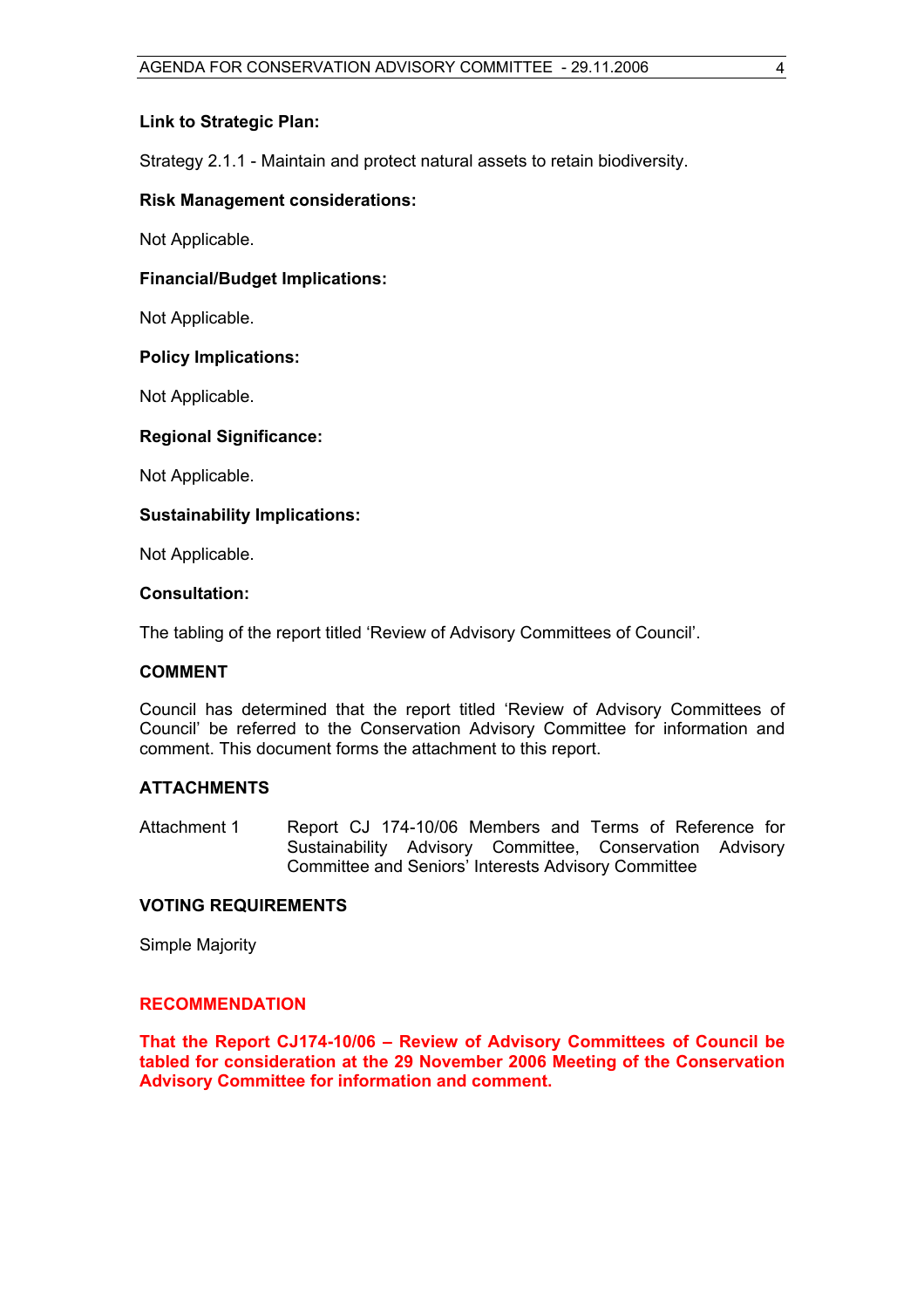**Link to Strategic Plan:**

Strategy 2.1.1 - Maintain and protect natural assets to retain biodiversity.

**Risk Management considerations:**

Not Applicable.

**Financial/Budget Implications:**

Not Applicable.

**Policy Implications:**

Not Applicable.

**Regional Significance:**

Not Applicable.

**Sustainability Implications:**

Not Applicable.

**Consultation:**

The tabling of the report titled 'Review of Advisory Committees of Council'.

## COMMENT

Council has determined that the report titled 'Review of Advisory Committees of Council' be referred to the Conservation Advisory Committee for information and comment. This document forms the attachment to this report.

## ATTACHMENTS

| | |
|---|---|
| Attachment 1 | Report CJ 174-10/06 Members and Terms of Reference for Sustainability Advisory Committee, Conservation Advisory Committee and Seniors' Interests Advisory Committee |

## VOTING REQUIREMENTS

Simple Majority

## RECOMMENDATION

**That the Report CJ174-10/06 – Review of Advisory Committees of Council be tabled for consideration at the 29 November 2006 Meeting of the Conservation Advisory Committee for information and comment.**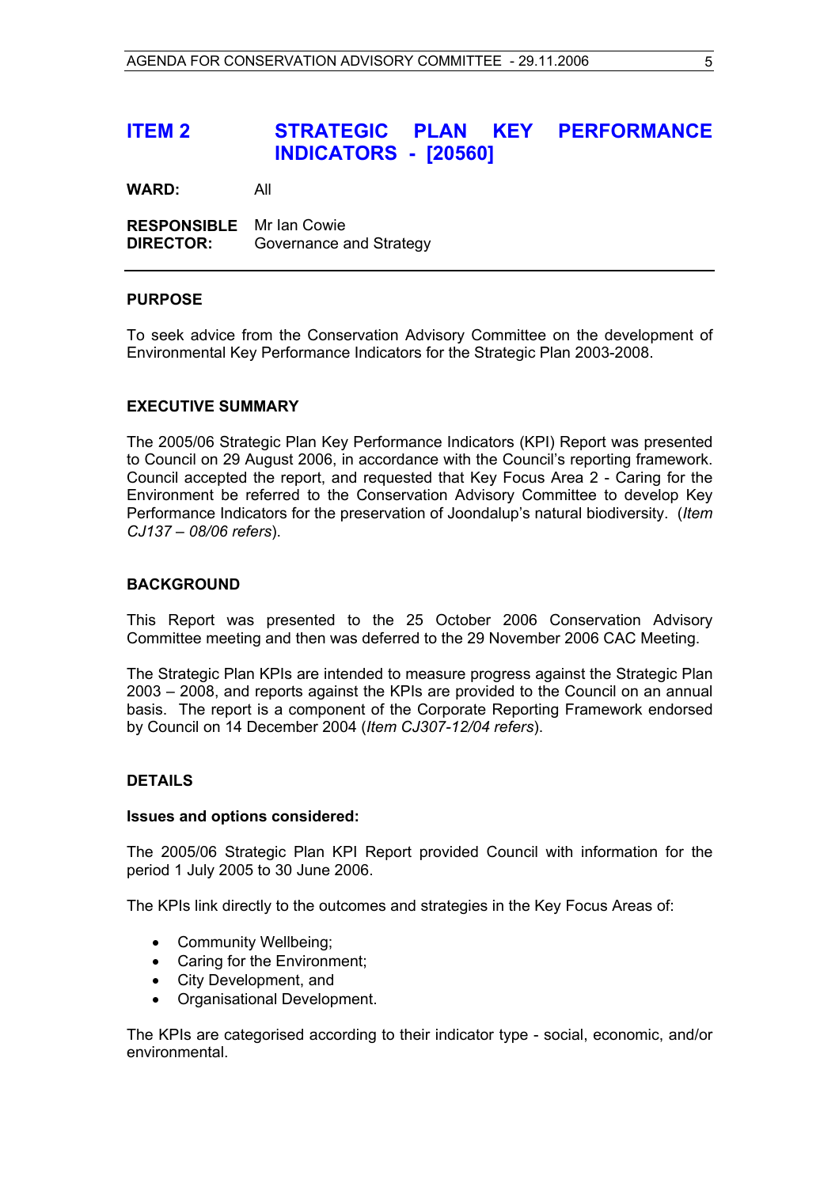# ITEM 2 STRATEGIC PLAN KEY PERFORMANCE INDICATORS - [20560]

**WARD:** All

**RESPONSIBLE DIRECTOR:** Mr Ian Cowie
Governance and Strategy

---

## PURPOSE

To seek advice from the Conservation Advisory Committee on the development of Environmental Key Performance Indicators for the Strategic Plan 2003-2008.

## EXECUTIVE SUMMARY

The 2005/06 Strategic Plan Key Performance Indicators (KPI) Report was presented to Council on 29 August 2006, in accordance with the Council's reporting framework. Council accepted the report, and requested that Key Focus Area 2 - Caring for the Environment be referred to the Conservation Advisory Committee to develop Key Performance Indicators for the preservation of Joondalup's natural biodiversity. (*Item CJ137 – 08/06 refers*).

## BACKGROUND

This Report was presented to the 25 October 2006 Conservation Advisory Committee meeting and then was deferred to the 29 November 2006 CAC Meeting.

The Strategic Plan KPIs are intended to measure progress against the Strategic Plan 2003 – 2008, and reports against the KPIs are provided to the Council on an annual basis. The report is a component of the Corporate Reporting Framework endorsed by Council on 14 December 2004 (*Item CJ307-12/04 refers*).

## DETAILS

**Issues and options considered:**

The 2005/06 Strategic Plan KPI Report provided Council with information for the period 1 July 2005 to 30 June 2006.

The KPIs link directly to the outcomes and strategies in the Key Focus Areas of:

- Community Wellbeing;
- Caring for the Environment;
- City Development, and
- Organisational Development.

The KPIs are categorised according to their indicator type - social, economic, and/or environmental.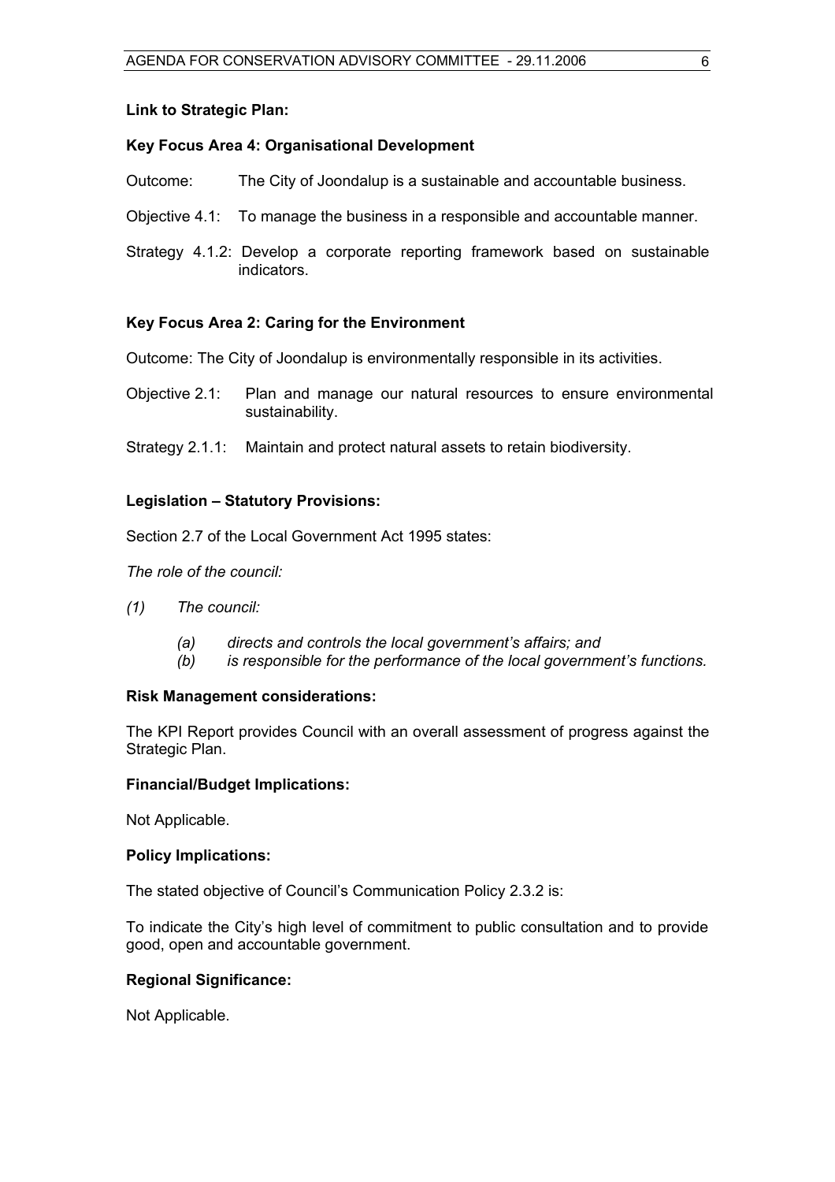**Link to Strategic Plan:**

**Key Focus Area 4: Organisational Development**

Outcome: The City of Joondalup is a sustainable and accountable business.

Objective 4.1: To manage the business in a responsible and accountable manner.

Strategy 4.1.2: Develop a corporate reporting framework based on sustainable indicators.

**Key Focus Area 2: Caring for the Environment**

Outcome: The City of Joondalup is environmentally responsible in its activities.

Objective 2.1: Plan and manage our natural resources to ensure environmental sustainability.

Strategy 2.1.1: Maintain and protect natural assets to retain biodiversity.

**Legislation – Statutory Provisions:**

Section 2.7 of the Local Government Act 1995 states:

*The role of the council:*

*(1) The council:*

*(a) directs and controls the local government's affairs; and*
*(b) is responsible for the performance of the local government's functions.*

**Risk Management considerations:**

The KPI Report provides Council with an overall assessment of progress against the Strategic Plan.

**Financial/Budget Implications:**

Not Applicable.

**Policy Implications:**

The stated objective of Council's Communication Policy 2.3.2 is:

To indicate the City's high level of commitment to public consultation and to provide good, open and accountable government.

**Regional Significance:**

Not Applicable.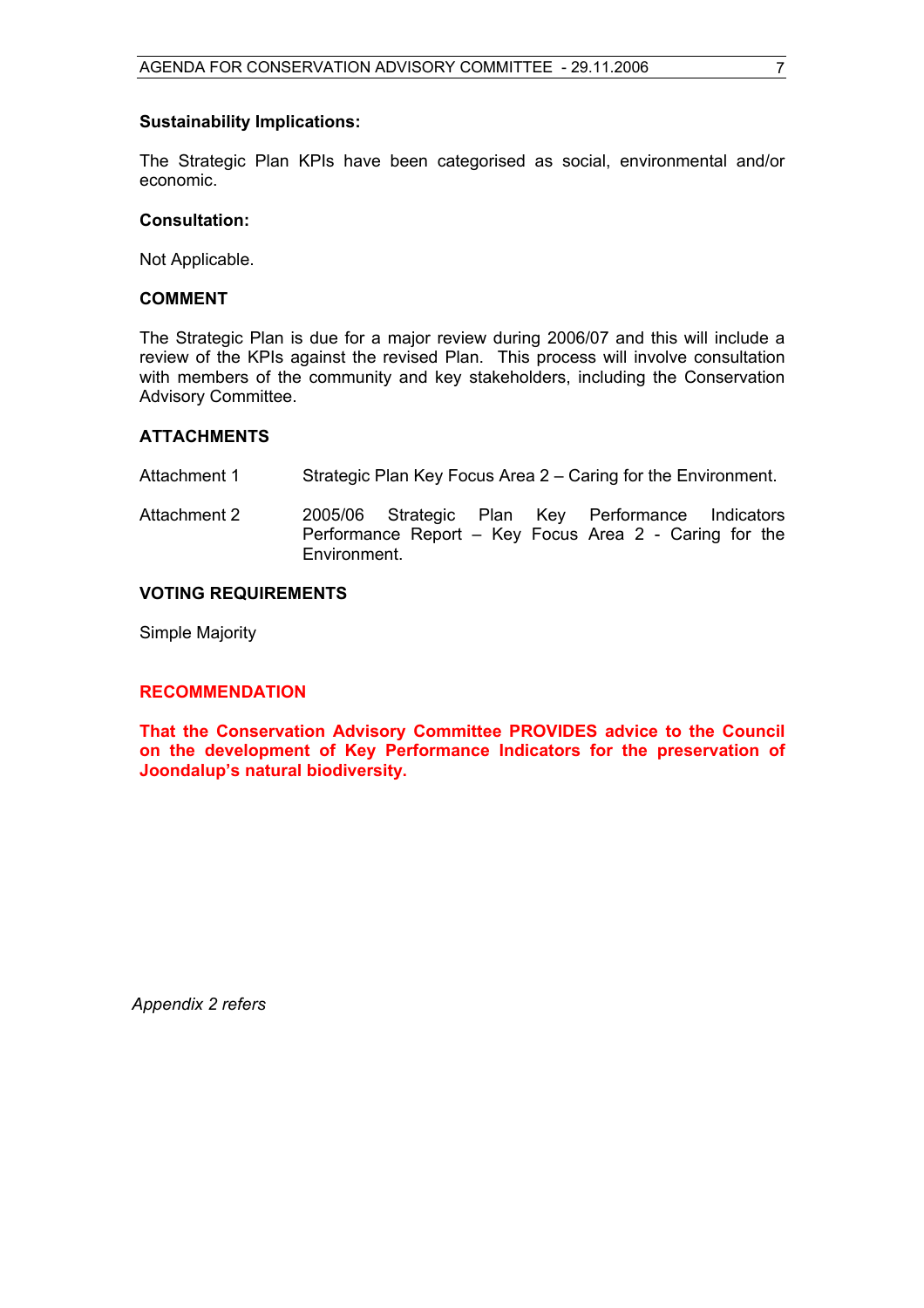**Sustainability Implications:**

The Strategic Plan KPIs have been categorised as social, environmental and/or economic.

**Consultation:**

Not Applicable.

## COMMENT

The Strategic Plan is due for a major review during 2006/07 and this will include a review of the KPIs against the revised Plan. This process will involve consultation with members of the community and key stakeholders, including the Conservation Advisory Committee.

## ATTACHMENTS

Attachment 1 Strategic Plan Key Focus Area 2 – Caring for the Environment.

Attachment 2 2005/06 Strategic Plan Key Performance Indicators Performance Report – Key Focus Area 2 - Caring for the Environment.

## VOTING REQUIREMENTS

Simple Majority

## RECOMMENDATION

**That the Conservation Advisory Committee PROVIDES advice to the Council on the development of Key Performance Indicators for the preservation of Joondalup's natural biodiversity.**

*Appendix 2 refers*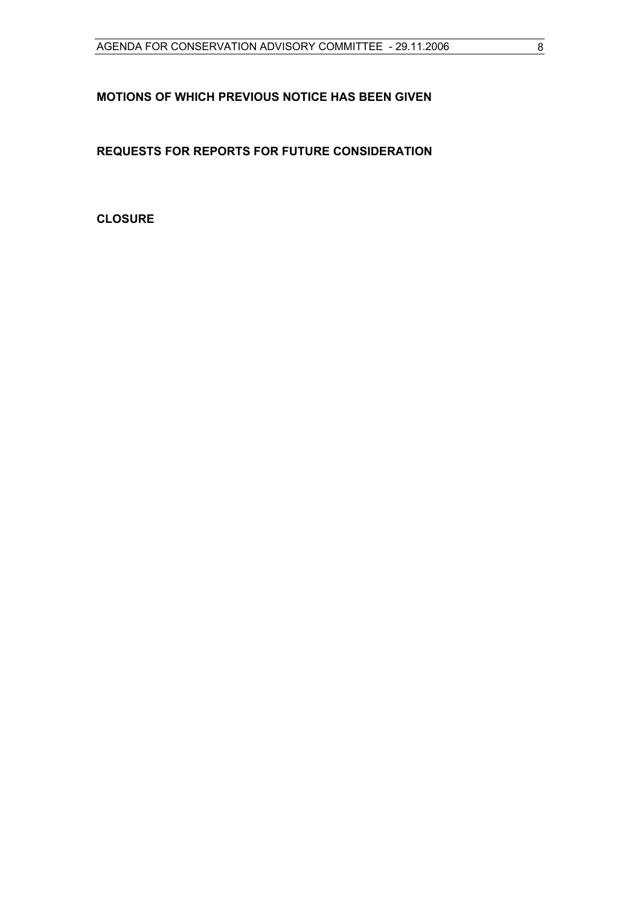**MOTIONS OF WHICH PREVIOUS NOTICE HAS BEEN GIVEN**

**REQUESTS FOR REPORTS FOR FUTURE CONSIDERATION**

**CLOSURE**